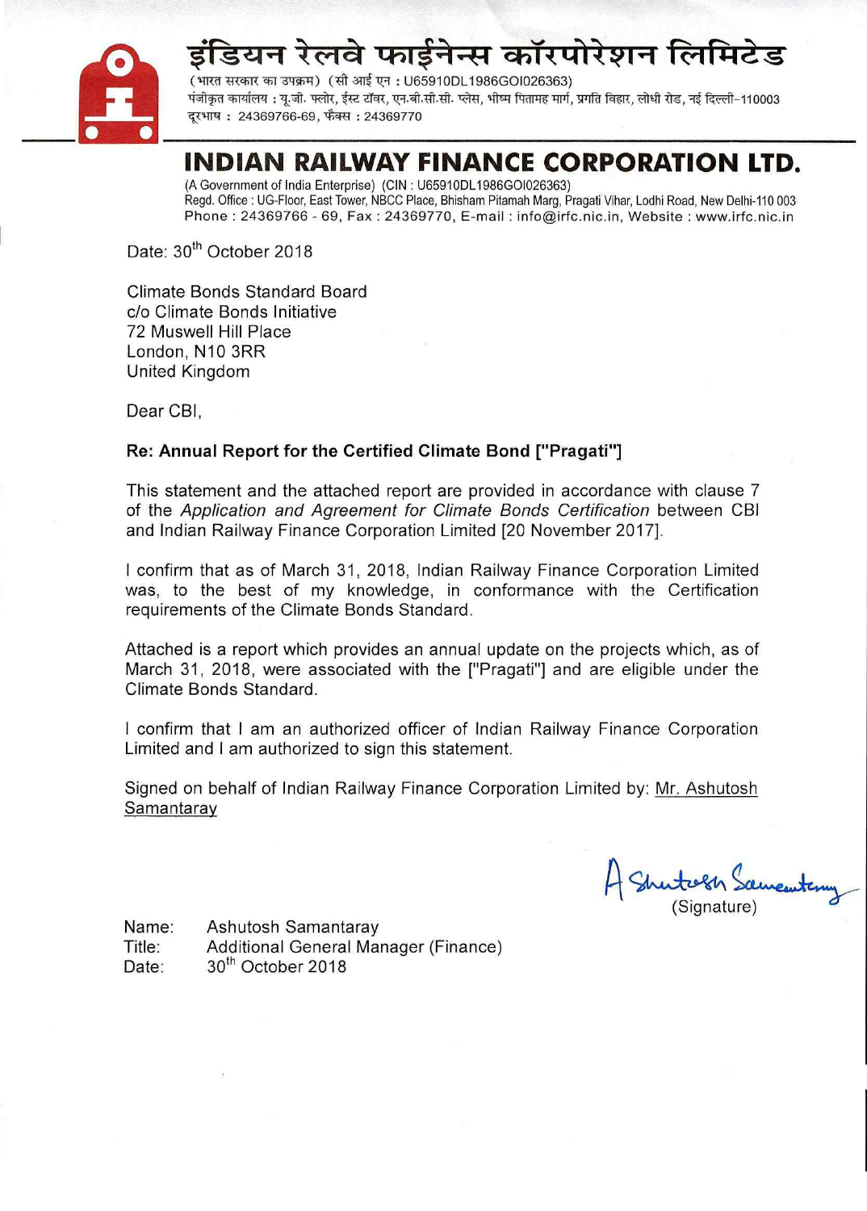# इंडियन रेलवे फाईनेन्स कॉरपोरेशन लिमिटेड

(भारत सरकार का उपक्रम) (सी आई एन : U65910DL1986GOI026363)
पंजीकृत कार्यालय : यू.जी. फ्लोर, ईस्ट टॉवर, एन.बी.सी.सी. प्लेस, भीष्म पितामह मार्ग, प्रगति विहार, लोधी रोड, नई दिल्ली-110003
दूरभाष : 24369766-69, फैक्स : 24369770

# INDIAN RAILWAY FINANCE CORPORATION LTD.

(A Government of India Enterprise) (CIN : U65910DL1986GOI026363)
Regd. Office : UG-Floor, East Tower, NBCC Place, Bhisham Pitamah Marg, Pragati Vihar, Lodhi Road, New Delhi-110 003
Phone : 24369766 - 69, Fax : 24369770, E-mail : info@irfc.nic.in, Website : www.irfc.nic.in

Date: 30th October 2018

Climate Bonds Standard Board
c/o Climate Bonds Initiative
72 Muswell Hill Place
London, N10 3RR
United Kingdom

Dear CBI,

**Re: Annual Report for the Certified Climate Bond ["Pragati"]**

This statement and the attached report are provided in accordance with clause 7 of the *Application and Agreement for Climate Bonds Certification* between CBI and Indian Railway Finance Corporation Limited [20 November 2017].

I confirm that as of March 31, 2018, Indian Railway Finance Corporation Limited was, to the best of my knowledge, in conformance with the Certification requirements of the Climate Bonds Standard.

Attached is a report which provides an annual update on the projects which, as of March 31, 2018, were associated with the ["Pragati"] and are eligible under the Climate Bonds Standard.

I confirm that I am an authorized officer of Indian Railway Finance Corporation Limited and I am authorized to sign this statement.

Signed on behalf of Indian Railway Finance Corporation Limited by: Mr. Ashutosh Samantaray

Ashutosh Samantaray
(Signature)

Name: Ashutosh Samantaray
Title: Additional General Manager (Finance)
Date: 30th October 2018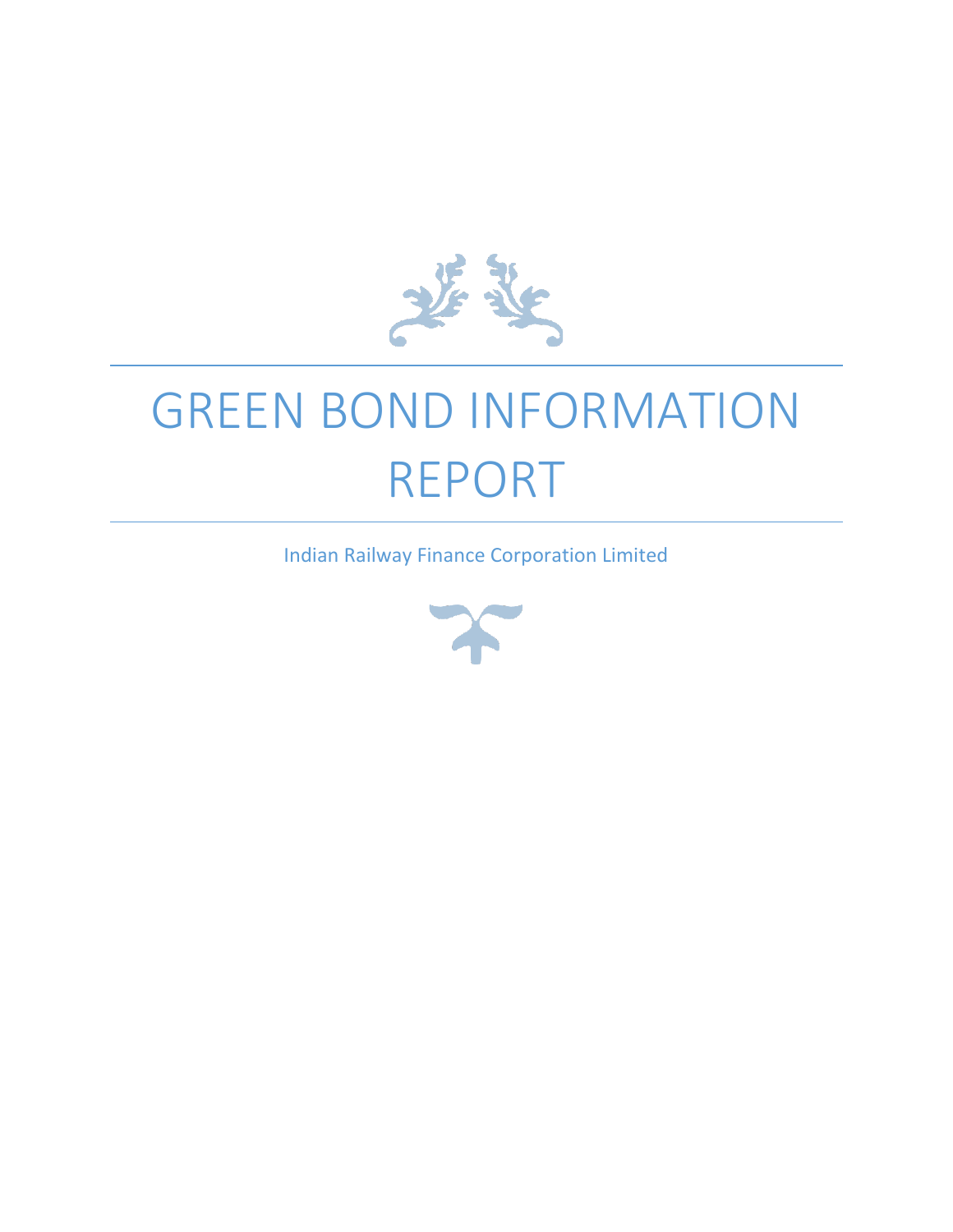# GREEN BOND INFORMATION REPORT

Indian Railway Finance Corporation Limited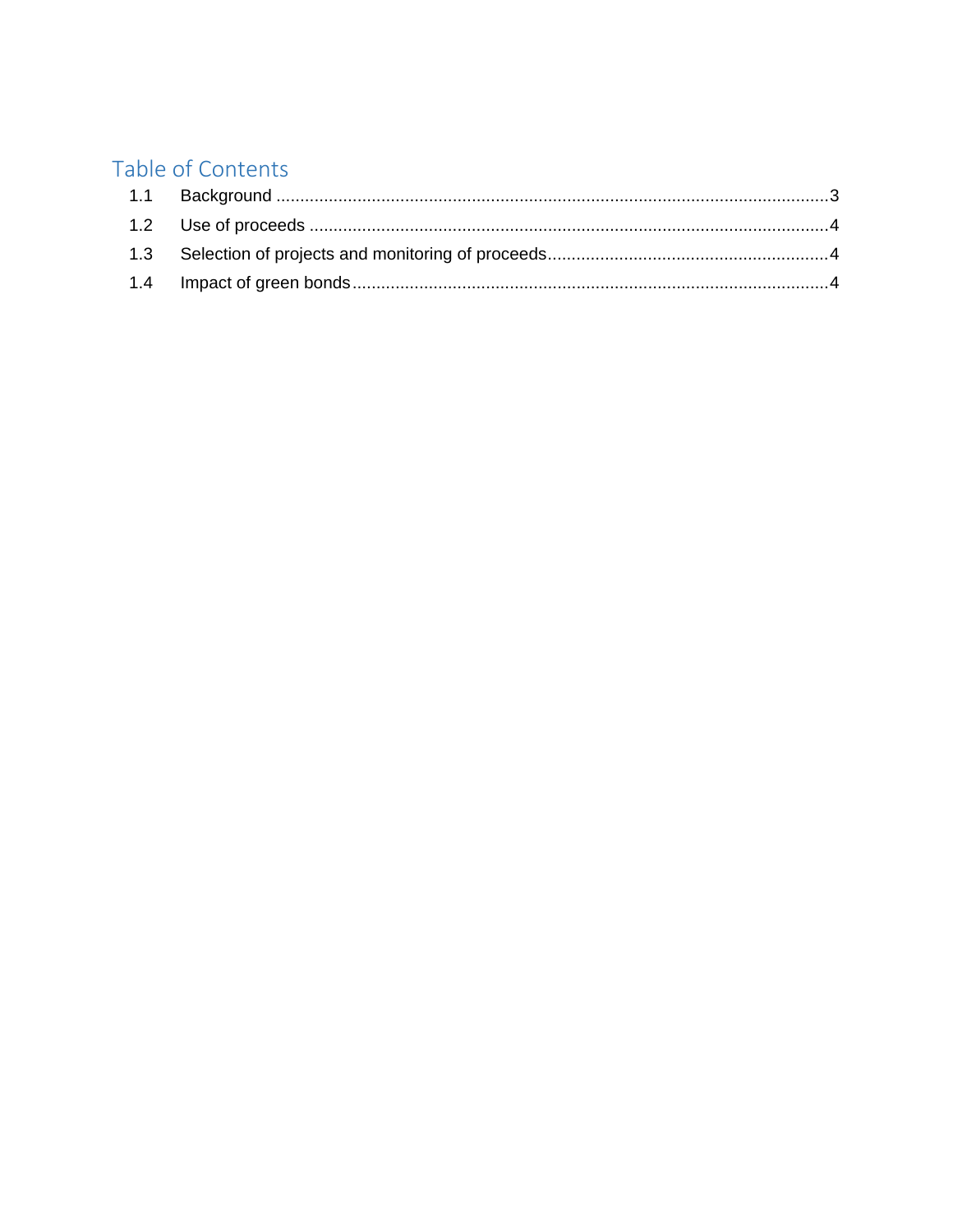# Table of Contents

1.1 Background ....................................................................................................................3

1.2 Use of proceeds .............................................................................................................4

1.3 Selection of projects and monitoring of proceeds...........................................................4

1.4 Impact of green bonds.....................................................................................................4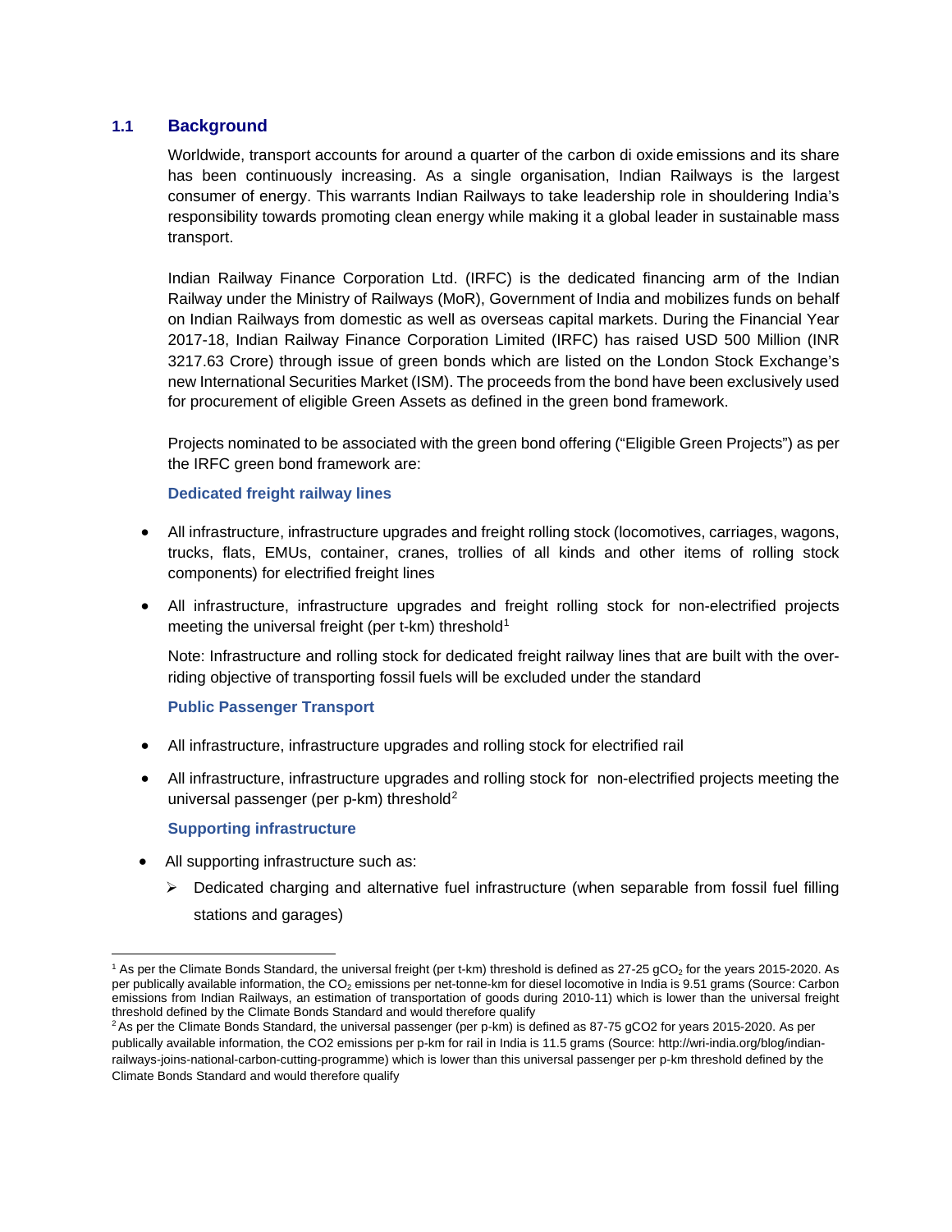## 1.1 Background

Worldwide, transport accounts for around a quarter of the carbon di oxide emissions and its share has been continuously increasing. As a single organisation, Indian Railways is the largest consumer of energy. This warrants Indian Railways to take leadership role in shouldering India's responsibility towards promoting clean energy while making it a global leader in sustainable mass transport.

Indian Railway Finance Corporation Ltd. (IRFC) is the dedicated financing arm of the Indian Railway under the Ministry of Railways (MoR), Government of India and mobilizes funds on behalf on Indian Railways from domestic as well as overseas capital markets. During the Financial Year 2017-18, Indian Railway Finance Corporation Limited (IRFC) has raised USD 500 Million (INR 3217.63 Crore) through issue of green bonds which are listed on the London Stock Exchange's new International Securities Market (ISM). The proceeds from the bond have been exclusively used for procurement of eligible Green Assets as defined in the green bond framework.

Projects nominated to be associated with the green bond offering ("Eligible Green Projects") as per the IRFC green bond framework are:

**Dedicated freight railway lines**

- All infrastructure, infrastructure upgrades and freight rolling stock (locomotives, carriages, wagons, trucks, flats, EMUs, container, cranes, trollies of all kinds and other items of rolling stock components) for electrified freight lines
- All infrastructure, infrastructure upgrades and freight rolling stock for non-electrified projects meeting the universal freight (per t-km) threshold[1]

  Note: Infrastructure and rolling stock for dedicated freight railway lines that are built with the over-riding objective of transporting fossil fuels will be excluded under the standard

**Public Passenger Transport**

- All infrastructure, infrastructure upgrades and rolling stock for electrified rail
- All infrastructure, infrastructure upgrades and rolling stock for non-electrified projects meeting the universal passenger (per p-km) threshold[2]

**Supporting infrastructure**

- All supporting infrastructure such as:
  - Dedicated charging and alternative fuel infrastructure (when separable from fossil fuel filling stations and garages)

---

[1] As per the Climate Bonds Standard, the universal freight (per t-km) threshold is defined as 27-25 g$CO_2$ for the years 2015-2020. As per publically available information, the $CO_2$ emissions per net-tonne-km for diesel locomotive in India is 9.51 grams (Source: Carbon emissions from Indian Railways, an estimation of transportation of goods during 2010-11) which is lower than the universal freight threshold defined by the Climate Bonds Standard and would therefore qualify

[2] As per the Climate Bonds Standard, the universal passenger (per p-km) is defined as 87-75 gCO2 for years 2015-2020. As per publically available information, the CO2 emissions per p-km for rail in India is 11.5 grams (Source: http://wri-india.org/blog/indian-railways-joins-national-carbon-cutting-programme) which is lower than this universal passenger per p-km threshold defined by the Climate Bonds Standard and would therefore qualify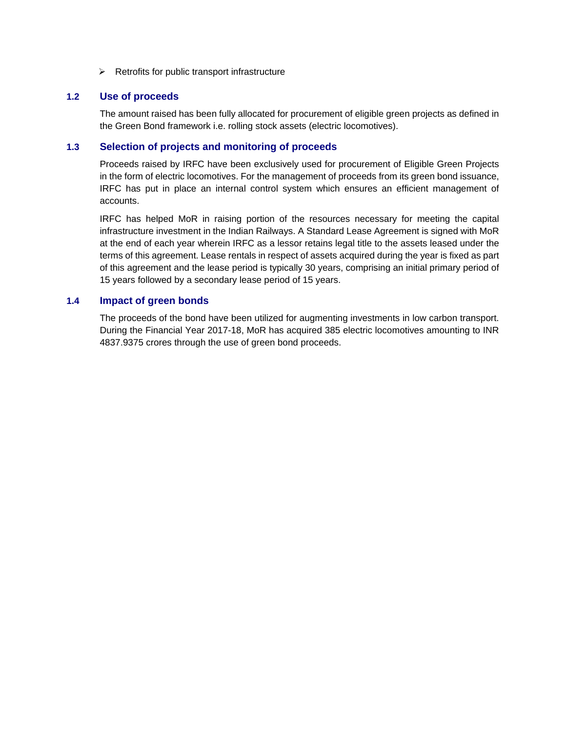- Retrofits for public transport infrastructure

## 1.2 Use of proceeds

The amount raised has been fully allocated for procurement of eligible green projects as defined in the Green Bond framework i.e. rolling stock assets (electric locomotives).

## 1.3 Selection of projects and monitoring of proceeds

Proceeds raised by IRFC have been exclusively used for procurement of Eligible Green Projects in the form of electric locomotives. For the management of proceeds from its green bond issuance, IRFC has put in place an internal control system which ensures an efficient management of accounts.

IRFC has helped MoR in raising portion of the resources necessary for meeting the capital infrastructure investment in the Indian Railways. A Standard Lease Agreement is signed with MoR at the end of each year wherein IRFC as a lessor retains legal title to the assets leased under the terms of this agreement. Lease rentals in respect of assets acquired during the year is fixed as part of this agreement and the lease period is typically 30 years, comprising an initial primary period of 15 years followed by a secondary lease period of 15 years.

## 1.4 Impact of green bonds

The proceeds of the bond have been utilized for augmenting investments in low carbon transport. During the Financial Year 2017-18, MoR has acquired 385 electric locomotives amounting to INR 4837.9375 crores through the use of green bond proceeds.